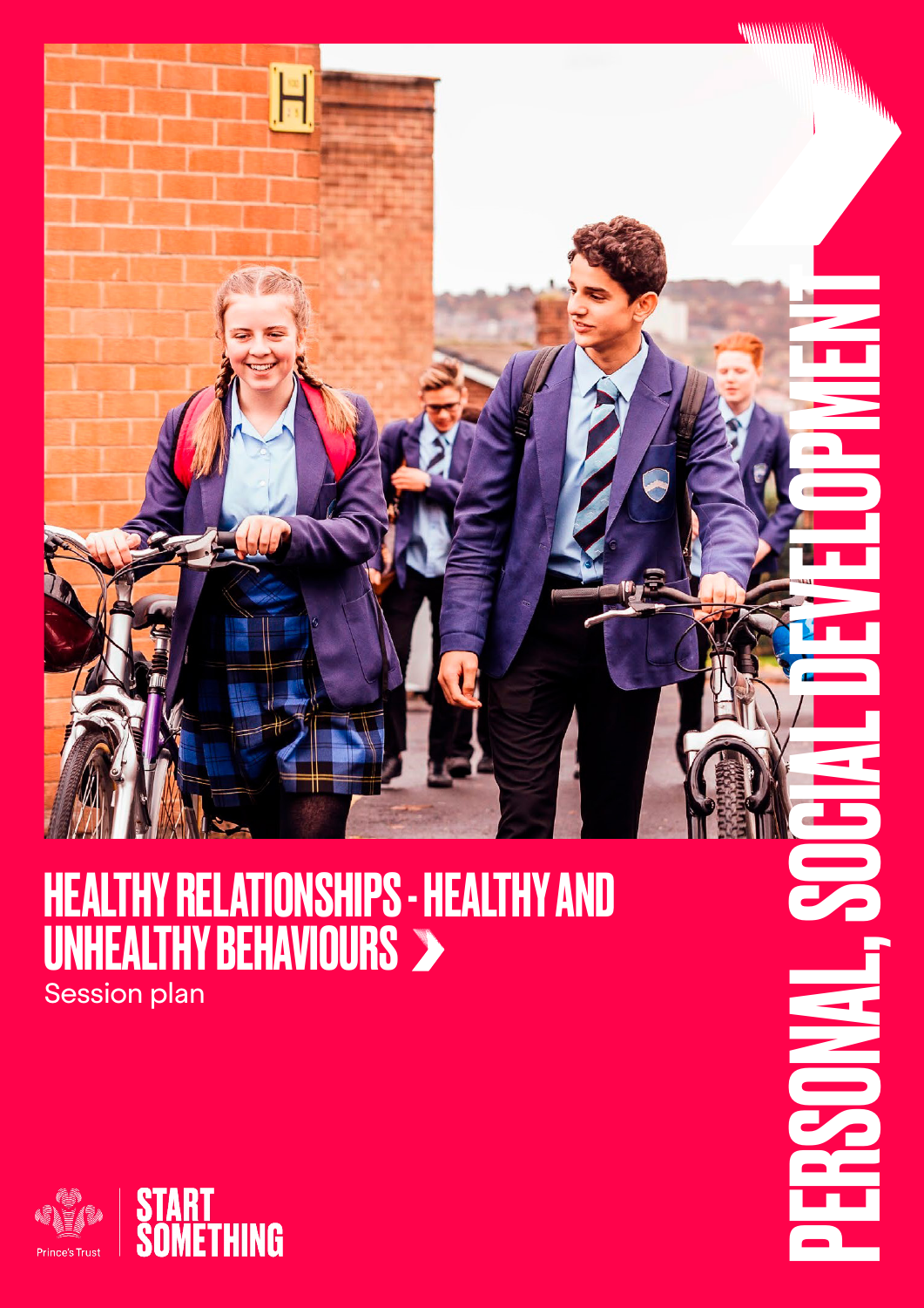# HEALTHY RELATIONSHIPS - HEALTHY AND UNHEALTHY BEHAVIOURS

Session plan

PERSONAL, SOCIAL DEVELOPMENT

Prince's Trust

START SOMETHING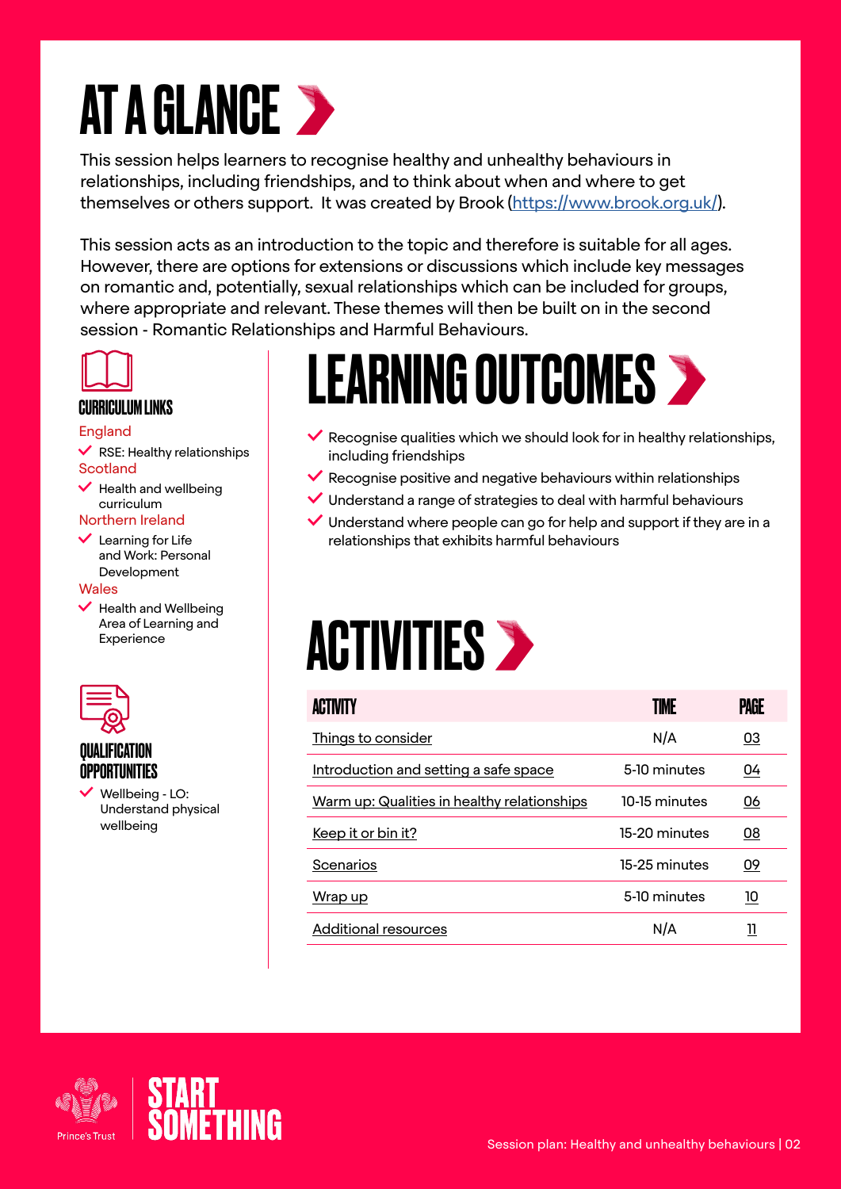# AT A GLANCE

This session helps learners to recognise healthy and unhealthy behaviours in relationships, including friendships, and to think about when and where to get themselves or others support. It was created by Brook (https://www.brook.org.uk/).

This session acts as an introduction to the topic and therefore is suitable for all ages. However, there are options for extensions or discussions which include key messages on romantic and, potentially, sexual relationships which can be included for groups, where appropriate and relevant. These themes will then be built on in the second session - Romantic Relationships and Harmful Behaviours.

### CURRICULUM LINKS

England
- RSE: Healthy relationships

Scotland
- Health and wellbeing curriculum

Northern Ireland
- Learning for Life and Work: Personal Development

Wales
- Health and Wellbeing Area of Learning and Experience

### QUALIFICATION OPPORTUNITIES

- Wellbeing - LO: Understand physical wellbeing

# LEARNING OUTCOMES

- Recognise qualities which we should look for in healthy relationships, including friendships
- Recognise positive and negative behaviours within relationships
- Understand a range of strategies to deal with harmful behaviours
- Understand where people can go for help and support if they are in a relationships that exhibits harmful behaviours

# ACTIVITIES

| ACTIVITY | TIME | PAGE |
|---|---|---|
| Things to consider | N/A | 03 |
| Introduction and setting a safe space | 5-10 minutes | 04 |
| Warm up: Qualities in healthy relationships | 10-15 minutes | 06 |
| Keep it or bin it? | 15-20 minutes | 08 |
| Scenarios | 15-25 minutes | 09 |
| Wrap up | 5-10 minutes | 10 |
| Additional resources | N/A | 11 |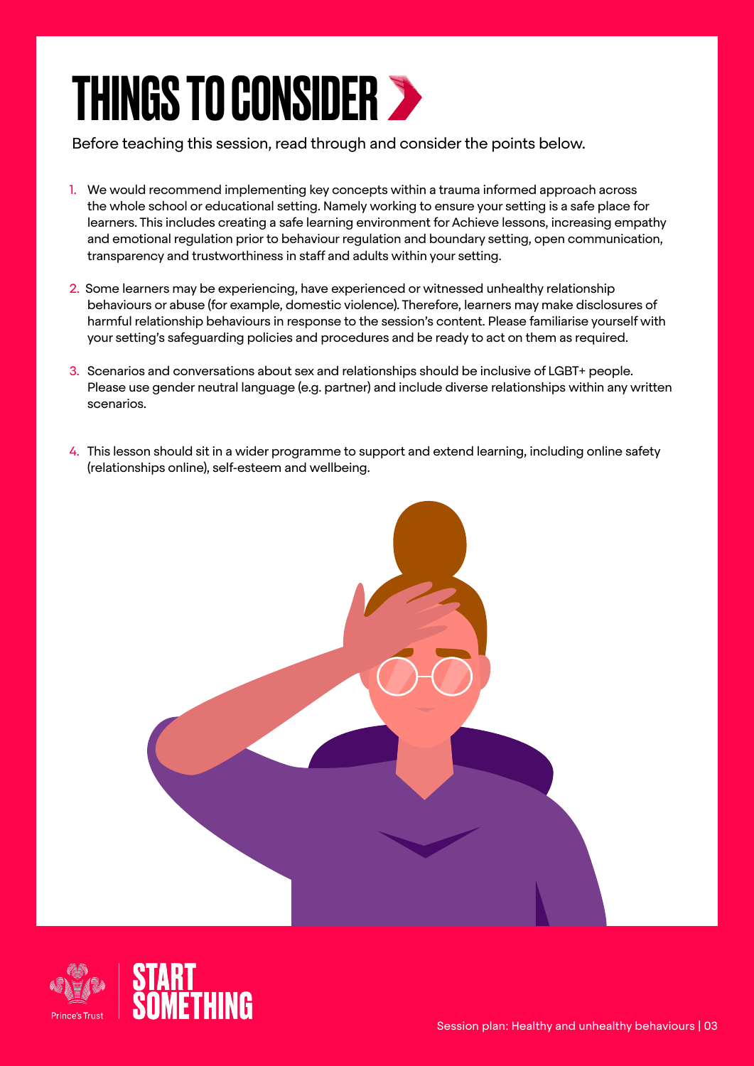# THINGS TO CONSIDER

Before teaching this session, read through and consider the points below.

1. We would recommend implementing key concepts within a trauma informed approach across the whole school or educational setting. Namely working to ensure your setting is a safe place for learners. This includes creating a safe learning environment for Achieve lessons, increasing empathy and emotional regulation prior to behaviour regulation and boundary setting, open communication, transparency and trustworthiness in staff and adults within your setting.
2. Some learners may be experiencing, have experienced or witnessed unhealthy relationship behaviours or abuse (for example, domestic violence). Therefore, learners may make disclosures of harmful relationship behaviours in response to the session's content. Please familiarise yourself with your setting's safeguarding policies and procedures and be ready to act on them as required.
3. Scenarios and conversations about sex and relationships should be inclusive of LGBT+ people. Please use gender neutral language (e.g. partner) and include diverse relationships within any written scenarios.
4. This lesson should sit in a wider programme to support and extend learning, including online safety (relationships online), self-esteem and wellbeing.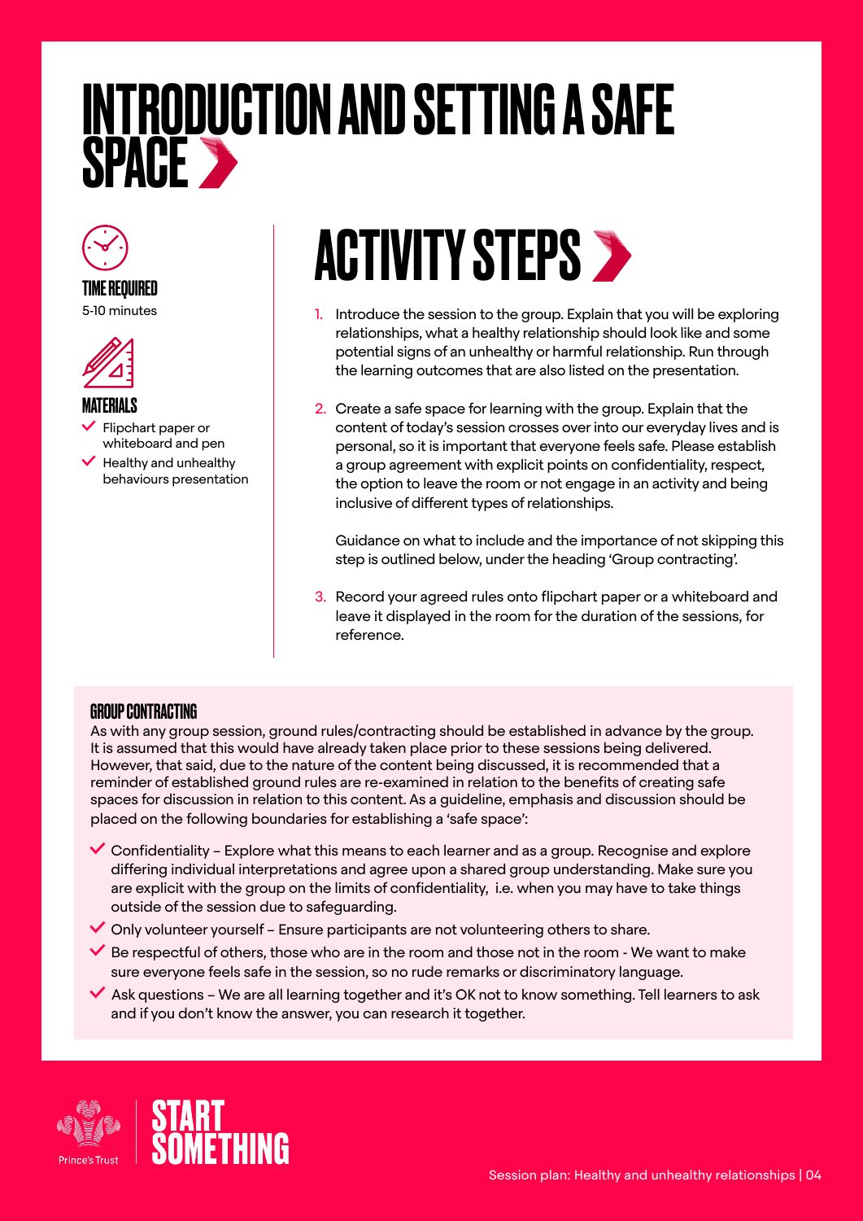# INTRODUCTION AND SETTING A SAFE SPACE

**TIME REQUIRED**

5-10 minutes

**MATERIALS**

- Flipchart paper or whiteboard and pen
- Healthy and unhealthy behaviours presentation

## ACTIVITY STEPS

1. Introduce the session to the group. Explain that you will be exploring relationships, what a healthy relationship should look like and some potential signs of an unhealthy or harmful relationship. Run through the learning outcomes that are also listed on the presentation.
2. Create a safe space for learning with the group. Explain that the content of today's session crosses over into our everyday lives and is personal, so it is important that everyone feels safe. Please establish a group agreement with explicit points on confidentiality, respect, the option to leave the room or not engage in an activity and being inclusive of different types of relationships.

   Guidance on what to include and the importance of not skipping this step is outlined below, under the heading 'Group contracting'.
3. Record your agreed rules onto flipchart paper or a whiteboard and leave it displayed in the room for the duration of the sessions, for reference.

### GROUP CONTRACTING

As with any group session, ground rules/contracting should be established in advance by the group. It is assumed that this would have already taken place prior to these sessions being delivered. However, that said, due to the nature of the content being discussed, it is recommended that a reminder of established ground rules are re-examined in relation to the benefits of creating safe spaces for discussion in relation to this content. As a guideline, emphasis and discussion should be placed on the following boundaries for establishing a 'safe space':

- Confidentiality – Explore what this means to each learner and as a group. Recognise and explore differing individual interpretations and agree upon a shared group understanding. Make sure you are explicit with the group on the limits of confidentiality, i.e. when you may have to take things outside of the session due to safeguarding.
- Only volunteer yourself – Ensure participants are not volunteering others to share.
- Be respectful of others, those who are in the room and those not in the room - We want to make sure everyone feels safe in the session, so no rude remarks or discriminatory language.
- Ask questions – We are all learning together and it's OK not to know something. Tell learners to ask and if you don't know the answer, you can research it together.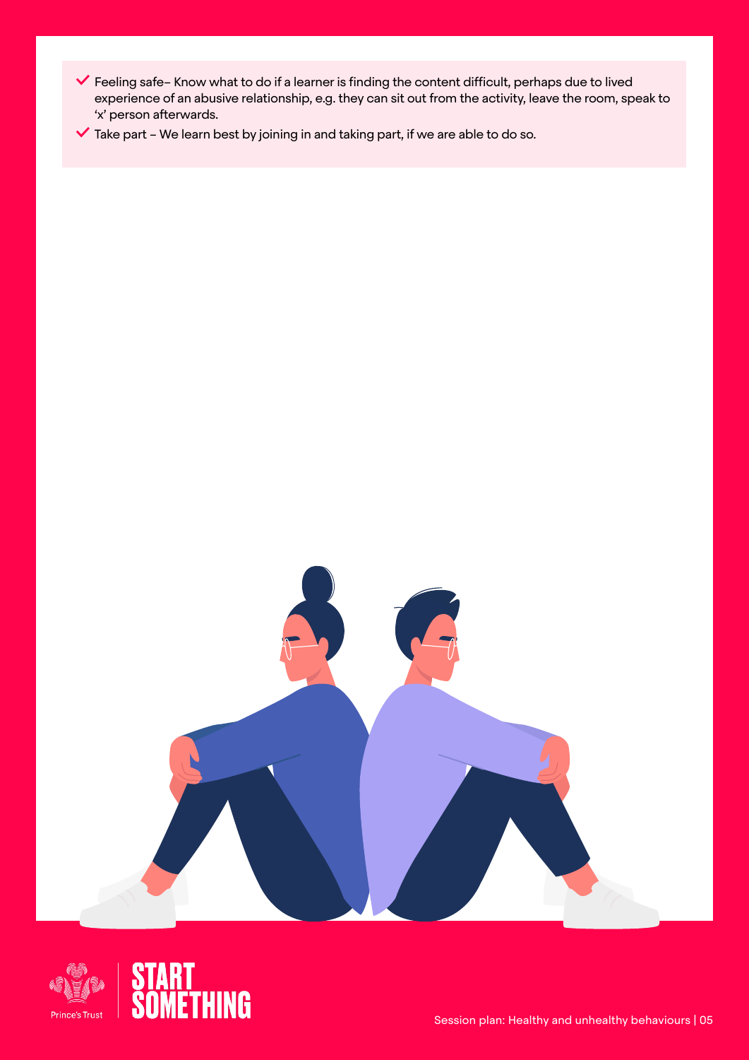- ✓ Feeling safe– Know what to do if a learner is finding the content difficult, perhaps due to lived experience of an abusive relationship, e.g. they can sit out from the activity, leave the room, speak to 'x' person afterwards.
- ✓ Take part – We learn best by joining in and taking part, if we are able to do so.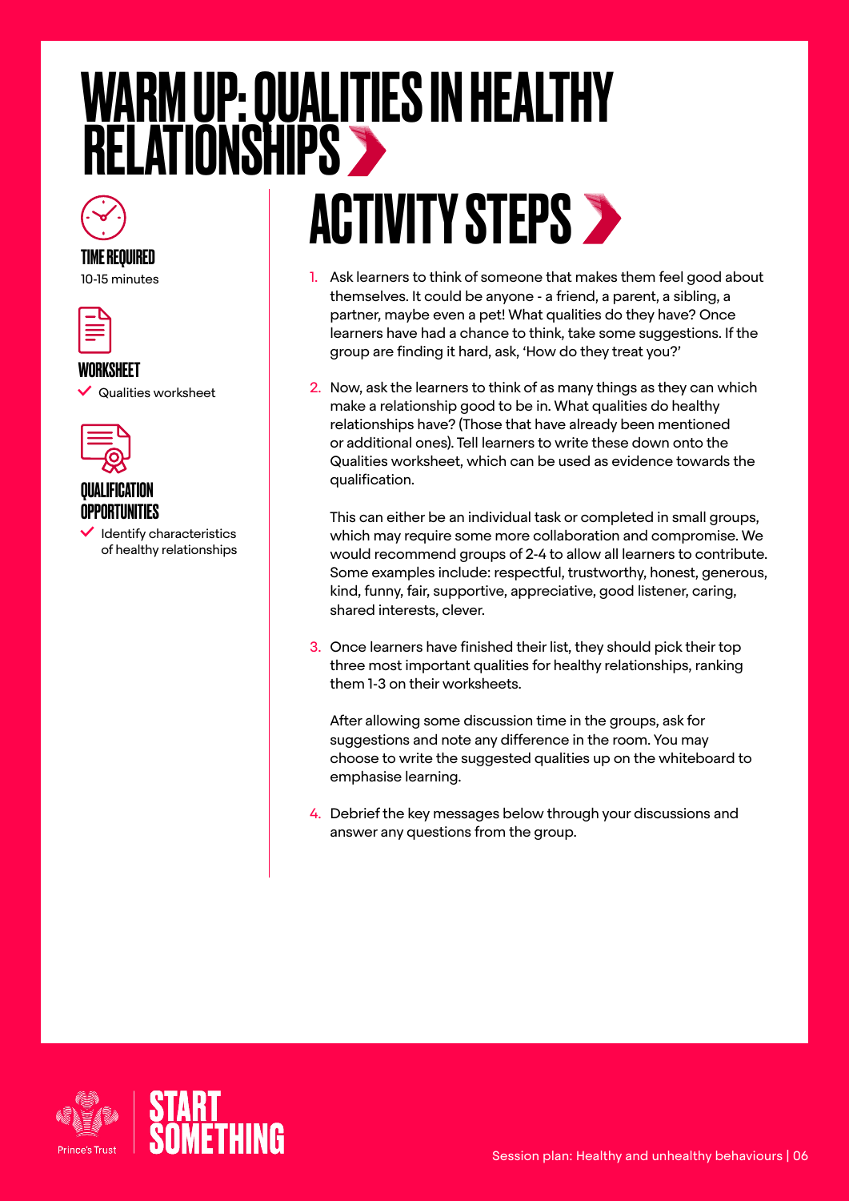# WARM UP: QUALITIES IN HEALTHY RELATIONSHIPS

**TIME REQUIRED**

10-15 minutes

**WORKSHEET**

- Qualities worksheet

**QUALIFICATION OPPORTUNITIES**

- Identify characteristics of healthy relationships

## ACTIVITY STEPS

1. Ask learners to think of someone that makes them feel good about themselves. It could be anyone - a friend, a parent, a sibling, a partner, maybe even a pet! What qualities do they have? Once learners have had a chance to think, take some suggestions. If the group are finding it hard, ask, 'How do they treat you?'

2. Now, ask the learners to think of as many things as they can which make a relationship good to be in. What qualities do healthy relationships have? (Those that have already been mentioned or additional ones). Tell learners to write these down onto the Qualities worksheet, which can be used as evidence towards the qualification.

   This can either be an individual task or completed in small groups, which may require some more collaboration and compromise. We would recommend groups of 2-4 to allow all learners to contribute. Some examples include: respectful, trustworthy, honest, generous, kind, funny, fair, supportive, appreciative, good listener, caring, shared interests, clever.

3. Once learners have finished their list, they should pick their top three most important qualities for healthy relationships, ranking them 1-3 on their worksheets.

   After allowing some discussion time in the groups, ask for suggestions and note any difference in the room. You may choose to write the suggested qualities up on the whiteboard to emphasise learning.

4. Debrief the key messages below through your discussions and answer any questions from the group.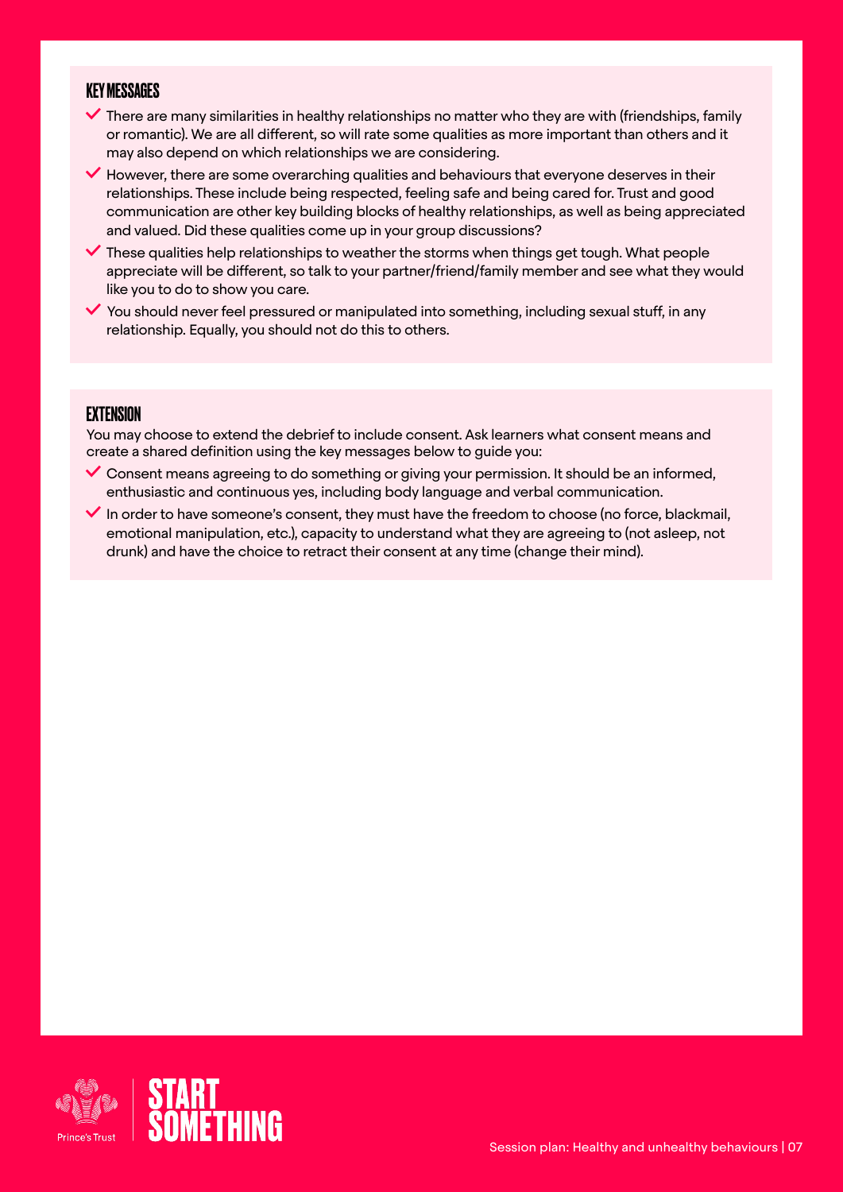## KEY MESSAGES

- There are many similarities in healthy relationships no matter who they are with (friendships, family or romantic). We are all different, so will rate some qualities as more important than others and it may also depend on which relationships we are considering.
- However, there are some overarching qualities and behaviours that everyone deserves in their relationships. These include being respected, feeling safe and being cared for. Trust and good communication are other key building blocks of healthy relationships, as well as being appreciated and valued. Did these qualities come up in your group discussions?
- These qualities help relationships to weather the storms when things get tough. What people appreciate will be different, so talk to your partner/friend/family member and see what they would like you to do to show you care.
- You should never feel pressured or manipulated into something, including sexual stuff, in any relationship. Equally, you should not do this to others.

## EXTENSION

You may choose to extend the debrief to include consent. Ask learners what consent means and create a shared definition using the key messages below to guide you:

- Consent means agreeing to do something or giving your permission. It should be an informed, enthusiastic and continuous yes, including body language and verbal communication.
- In order to have someone's consent, they must have the freedom to choose (no force, blackmail, emotional manipulation, etc.), capacity to understand what they are agreeing to (not asleep, not drunk) and have the choice to retract their consent at any time (change their mind).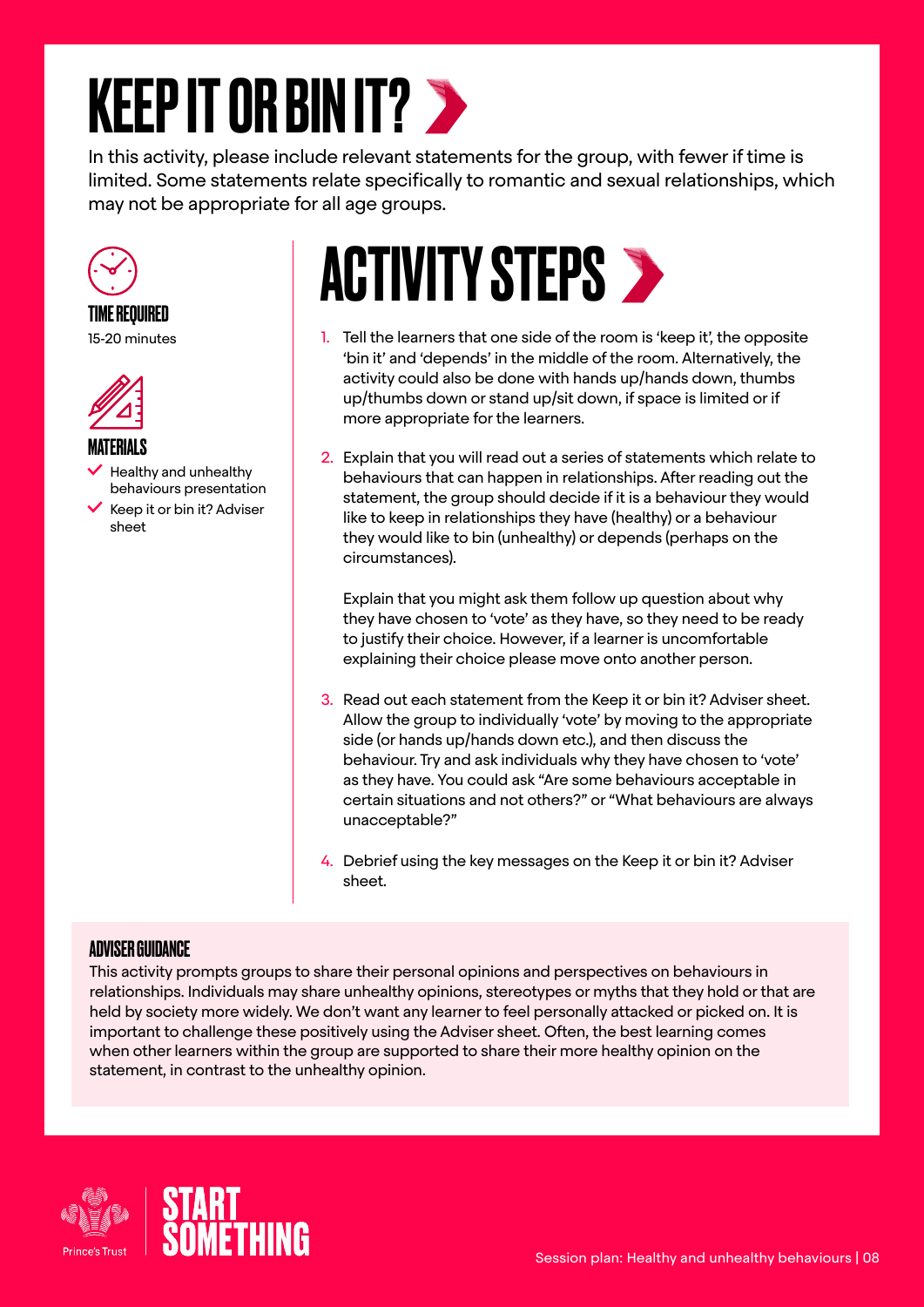# KEEP IT OR BIN IT?

In this activity, please include relevant statements for the group, with fewer if time is limited. Some statements relate specifically to romantic and sexual relationships, which may not be appropriate for all age groups.

### TIME REQUIRED

15-20 minutes

### MATERIALS

- Healthy and unhealthy behaviours presentation
- Keep it or bin it? Adviser sheet

## ACTIVITY STEPS

1. Tell the learners that one side of the room is 'keep it', the opposite 'bin it' and 'depends' in the middle of the room. Alternatively, the activity could also be done with hands up/hands down, thumbs up/thumbs down or stand up/sit down, if space is limited or if more appropriate for the learners.
2. Explain that you will read out a series of statements which relate to behaviours that can happen in relationships. After reading out the statement, the group should decide if it is a behaviour they would like to keep in relationships they have (healthy) or a behaviour they would like to bin (unhealthy) or depends (perhaps on the circumstances).

   Explain that you might ask them follow up question about why they have chosen to 'vote' as they have, so they need to be ready to justify their choice. However, if a learner is uncomfortable explaining their choice please move onto another person.
3. Read out each statement from the Keep it or bin it? Adviser sheet. Allow the group to individually 'vote' by moving to the appropriate side (or hands up/hands down etc.), and then discuss the behaviour. Try and ask individuals why they have chosen to 'vote' as they have. You could ask "Are some behaviours acceptable in certain situations and not others?" or "What behaviours are always unacceptable?"
4. Debrief using the key messages on the Keep it or bin it? Adviser sheet.

### ADVISER GUIDANCE

This activity prompts groups to share their personal opinions and perspectives on behaviours in relationships. Individuals may share unhealthy opinions, stereotypes or myths that they hold or that are held by society more widely. We don't want any learner to feel personally attacked or picked on. It is important to challenge these positively using the Adviser sheet. Often, the best learning comes when other learners within the group are supported to share their more healthy opinion on the statement, in contrast to the unhealthy opinion.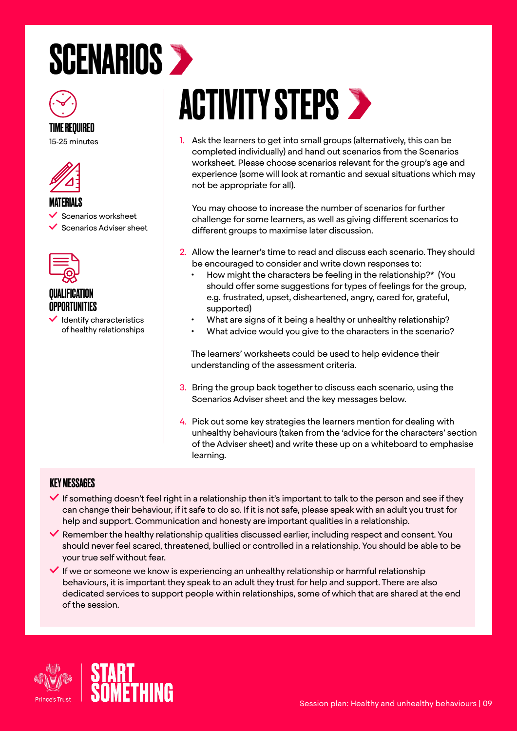# SCENARIOS

### TIME REQUIRED

15-25 minutes

### MATERIALS

- Scenarios worksheet
- Scenarios Adviser sheet

### QUALIFICATION OPPORTUNITIES

- Identify characteristics of healthy relationships

## ACTIVITY STEPS

1. Ask the learners to get into small groups (alternatively, this can be completed individually) and hand out scenarios from the Scenarios worksheet. Please choose scenarios relevant for the group's age and experience (some will look at romantic and sexual situations which may not be appropriate for all).

   You may choose to increase the number of scenarios for further challenge for some learners, as well as giving different scenarios to different groups to maximise later discussion.

2. Allow the learner's time to read and discuss each scenario. They should be encouraged to consider and write down responses to:
   - How might the characters be feeling in the relationship?* (You should offer some suggestions for types of feelings for the group, e.g. frustrated, upset, disheartened, angry, cared for, grateful, supported)
   - What are signs of it being a healthy or unhealthy relationship?
   - What advice would you give to the characters in the scenario?

   The learners' worksheets could be used to help evidence their understanding of the assessment criteria.

3. Bring the group back together to discuss each scenario, using the Scenarios Adviser sheet and the key messages below.

4. Pick out some key strategies the learners mention for dealing with unhealthy behaviours (taken from the 'advice for the characters' section of the Adviser sheet) and write these up on a whiteboard to emphasise learning.

### KEY MESSAGES

- If something doesn't feel right in a relationship then it's important to talk to the person and see if they can change their behaviour, if it safe to do so. If it is not safe, please speak with an adult you trust for help and support. Communication and honesty are important qualities in a relationship.
- Remember the healthy relationship qualities discussed earlier, including respect and consent. You should never feel scared, threatened, bullied or controlled in a relationship. You should be able to be your true self without fear.
- If we or someone we know is experiencing an unhealthy relationship or harmful relationship behaviours, it is important they speak to an adult they trust for help and support. There are also dedicated services to support people within relationships, some of which that are shared at the end of the session.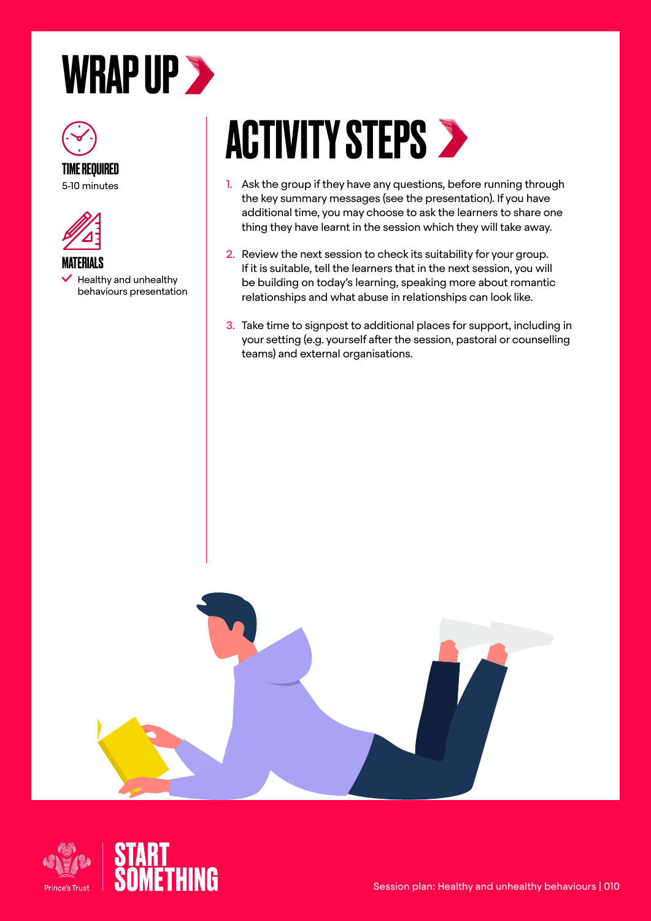# WRAP UP

**TIME REQUIRED**

5-10 minutes

**MATERIALS**

- Healthy and unhealthy behaviours presentation

## ACTIVITY STEPS

1. Ask the group if they have any questions, before running through the key summary messages (see the presentation). If you have additional time, you may choose to ask the learners to share one thing they have learnt in the session which they will take away.
2. Review the next session to check its suitability for your group. If it is suitable, tell the learners that in the next session, you will be building on today's learning, speaking more about romantic relationships and what abuse in relationships can look like.
3. Take time to signpost to additional places for support, including in your setting (e.g. yourself after the session, pastoral or counselling teams) and external organisations.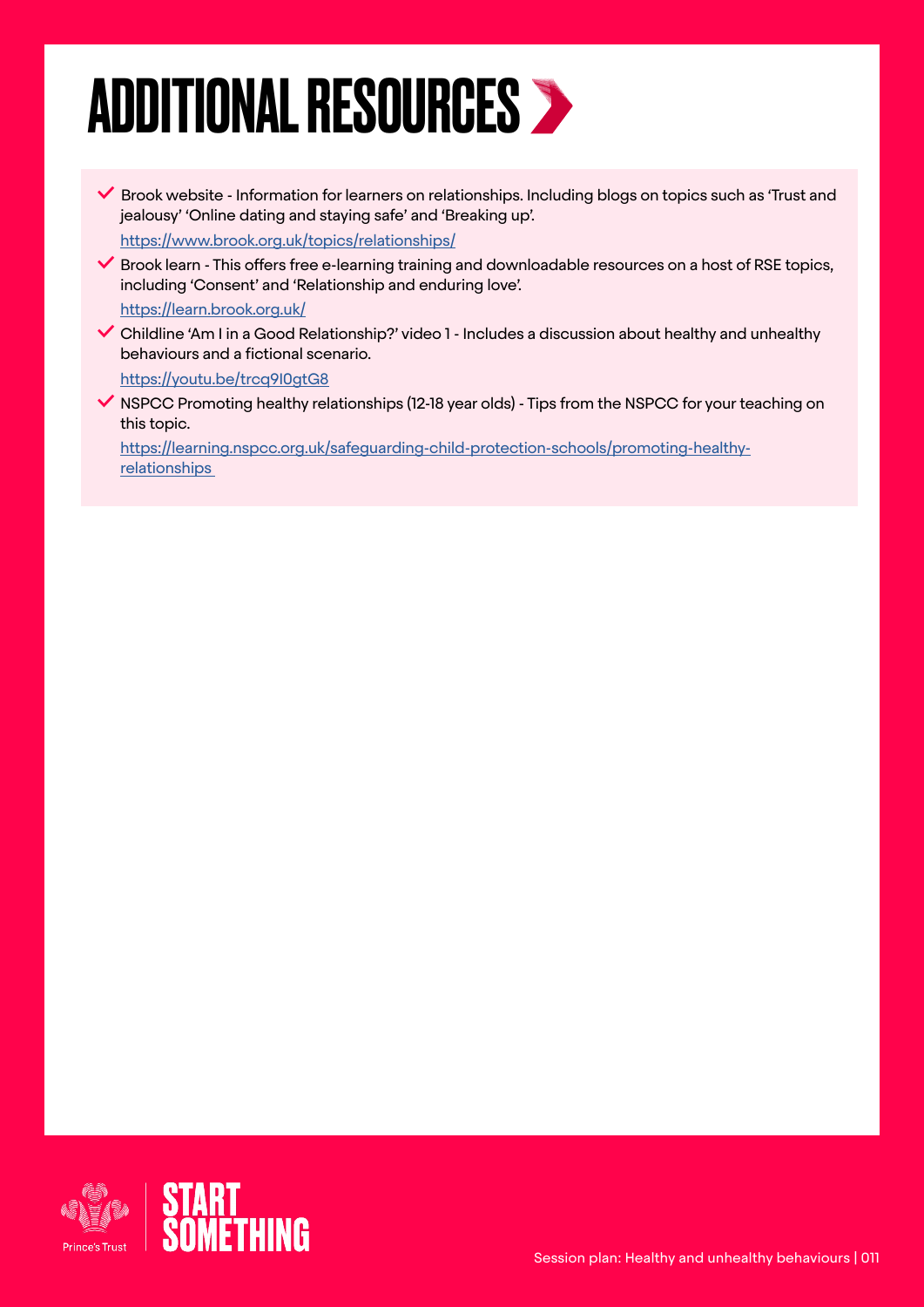# ADDITIONAL RESOURCES

- Brook website - Information for learners on relationships. Including blogs on topics such as 'Trust and jealousy' 'Online dating and staying safe' and 'Breaking up'.
  https://www.brook.org.uk/topics/relationships/
- Brook learn - This offers free e-learning training and downloadable resources on a host of RSE topics, including 'Consent' and 'Relationship and enduring love'.
  https://learn.brook.org.uk/
- Childline 'Am I in a Good Relationship?' video 1 - Includes a discussion about healthy and unhealthy behaviours and a fictional scenario.
  https://youtu.be/trcq9I0gtG8
- NSPCC Promoting healthy relationships (12-18 year olds) - Tips from the NSPCC for your teaching on this topic.
  https://learning.nspcc.org.uk/safeguarding-child-protection-schools/promoting-healthy-relationships